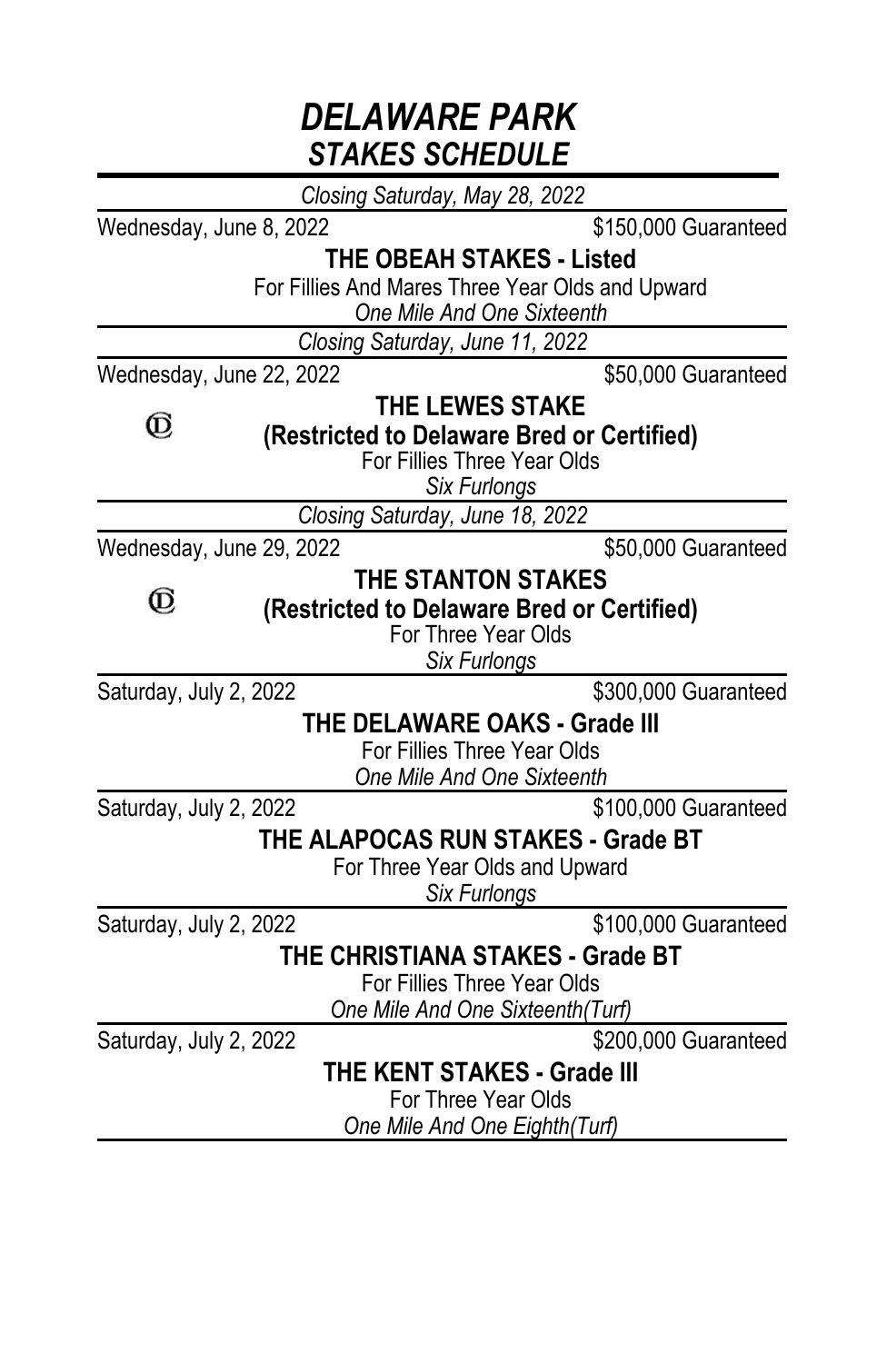# *DELAWARE PARK*
## *STAKES SCHEDULE*

*Closing Saturday, May 28, 2022*

Wednesday, June 8, 2022 — $150,000 Guaranteed

**THE OBEAH STAKES - Listed**

For Fillies And Mares Three Year Olds and Upward

*One Mile And One Sixteenth*

---

*Closing Saturday, June 11, 2022*

Wednesday, June 22, 2022 — $50,000 Guaranteed

Ⓓ **THE LEWES STAKE**

**(Restricted to Delaware Bred or Certified)**

For Fillies Three Year Olds

*Six Furlongs*

---

*Closing Saturday, June 18, 2022*

Wednesday, June 29, 2022 — $50,000 Guaranteed

Ⓓ **THE STANTON STAKES**

**(Restricted to Delaware Bred or Certified)**

For Three Year Olds

*Six Furlongs*

---

Saturday, July 2, 2022 — $300,000 Guaranteed

**THE DELAWARE OAKS - Grade III**

For Fillies Three Year Olds

*One Mile And One Sixteenth*

---

Saturday, July 2, 2022 — $100,000 Guaranteed

**THE ALAPOCAS RUN STAKES - Grade BT**

For Three Year Olds and Upward

*Six Furlongs*

---

Saturday, July 2, 2022 — $100,000 Guaranteed

**THE CHRISTIANA STAKES - Grade BT**

For Fillies Three Year Olds

*One Mile And One Sixteenth(Turf)*

---

Saturday, July 2, 2022 — $200,000 Guaranteed

**THE KENT STAKES - Grade III**

For Three Year Olds

*One Mile And One Eighth(Turf)*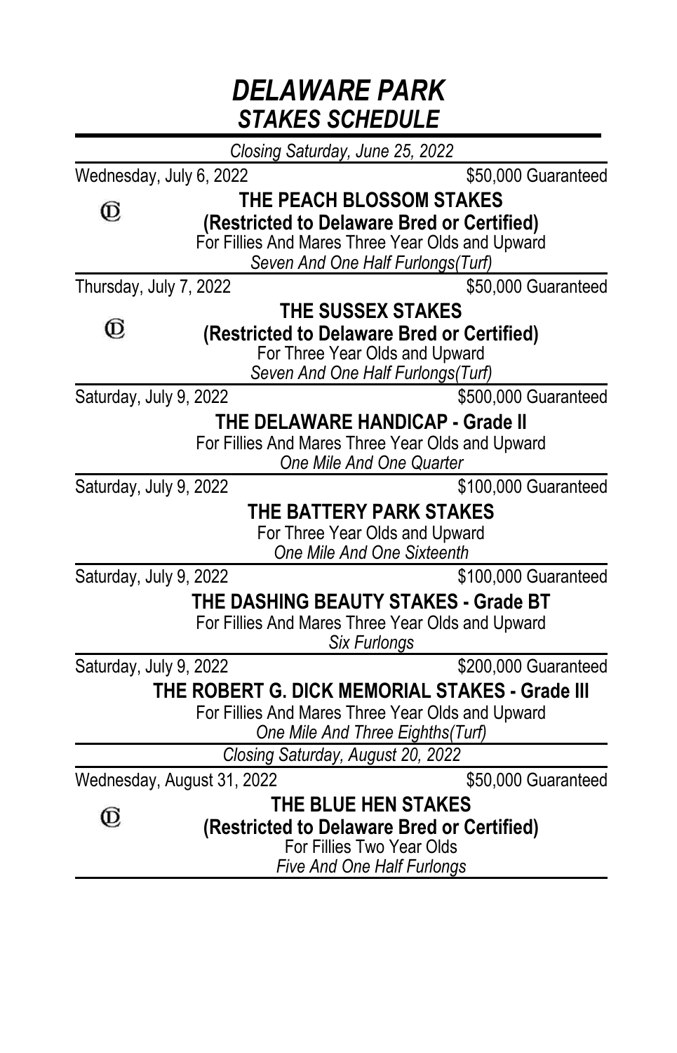# *DELAWARE PARK*
## *STAKES SCHEDULE*

*Closing Saturday, June 25, 2022*

---

Wednesday, July 6, 2022 — $50,000 Guaranteed

Ⓓ **THE PEACH BLOSSOM STAKES**
**(Restricted to Delaware Bred or Certified)**
For Fillies And Mares Three Year Olds and Upward
*Seven And One Half Furlongs(Turf)*

---

Thursday, July 7, 2022 — $50,000 Guaranteed

Ⓓ **THE SUSSEX STAKES**
**(Restricted to Delaware Bred or Certified)**
For Three Year Olds and Upward
*Seven And One Half Furlongs(Turf)*

---

Saturday, July 9, 2022 — $500,000 Guaranteed

**THE DELAWARE HANDICAP - Grade II**
For Fillies And Mares Three Year Olds and Upward
*One Mile And One Quarter*

---

Saturday, July 9, 2022 — $100,000 Guaranteed

**THE BATTERY PARK STAKES**
For Three Year Olds and Upward
*One Mile And One Sixteenth*

---

Saturday, July 9, 2022 — $100,000 Guaranteed

**THE DASHING BEAUTY STAKES - Grade BT**
For Fillies And Mares Three Year Olds and Upward
*Six Furlongs*

---

Saturday, July 9, 2022 — $200,000 Guaranteed

**THE ROBERT G. DICK MEMORIAL STAKES - Grade III**
For Fillies And Mares Three Year Olds and Upward
*One Mile And Three Eighths(Turf)*

---

*Closing Saturday, August 20, 2022*

---

Wednesday, August 31, 2022 — $50,000 Guaranteed

Ⓓ **THE BLUE HEN STAKES**
**(Restricted to Delaware Bred or Certified)**
For Fillies Two Year Olds
*Five And One Half Furlongs*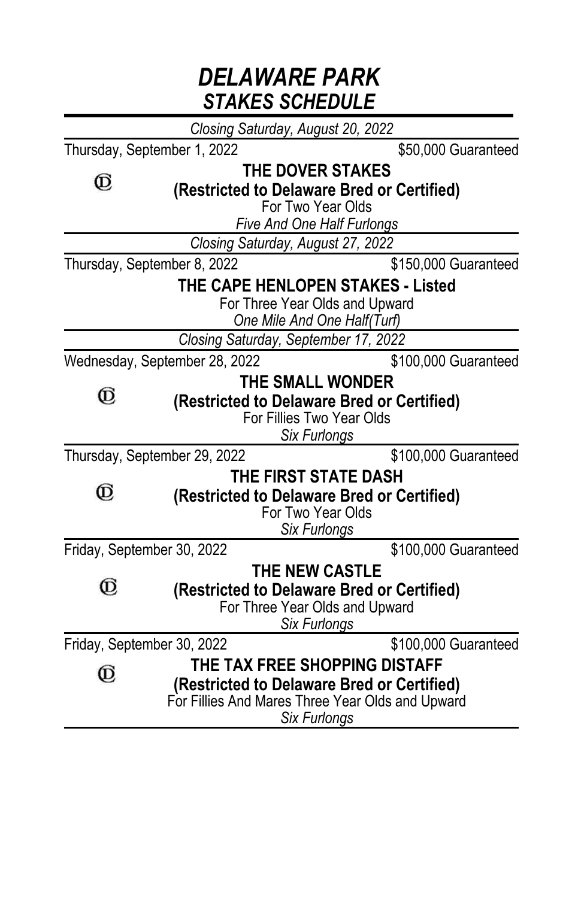# *DELAWARE PARK*
## *STAKES SCHEDULE*

*Closing Saturday, August 20, 2022*

Thursday, September 1, 2022 — $50,000 Guaranteed

Ⓓ **THE DOVER STAKES**
**(Restricted to Delaware Bred or Certified)**
For Two Year Olds
*Five And One Half Furlongs*

---

*Closing Saturday, August 27, 2022*

Thursday, September 8, 2022 — $150,000 Guaranteed

**THE CAPE HENLOPEN STAKES - Listed**
For Three Year Olds and Upward
*One Mile And One Half(Turf)*

---

*Closing Saturday, September 17, 2022*

Wednesday, September 28, 2022 — $100,000 Guaranteed

Ⓓ **THE SMALL WONDER**
**(Restricted to Delaware Bred or Certified)**
For Fillies Two Year Olds
*Six Furlongs*

---

Thursday, September 29, 2022 — $100,000 Guaranteed

Ⓓ **THE FIRST STATE DASH**
**(Restricted to Delaware Bred or Certified)**
For Two Year Olds
*Six Furlongs*

---

Friday, September 30, 2022 — $100,000 Guaranteed

Ⓓ **THE NEW CASTLE**
**(Restricted to Delaware Bred or Certified)**
For Three Year Olds and Upward
*Six Furlongs*

---

Friday, September 30, 2022 — $100,000 Guaranteed

Ⓓ **THE TAX FREE SHOPPING DISTAFF**
**(Restricted to Delaware Bred or Certified)**
For Fillies And Mares Three Year Olds and Upward
*Six Furlongs*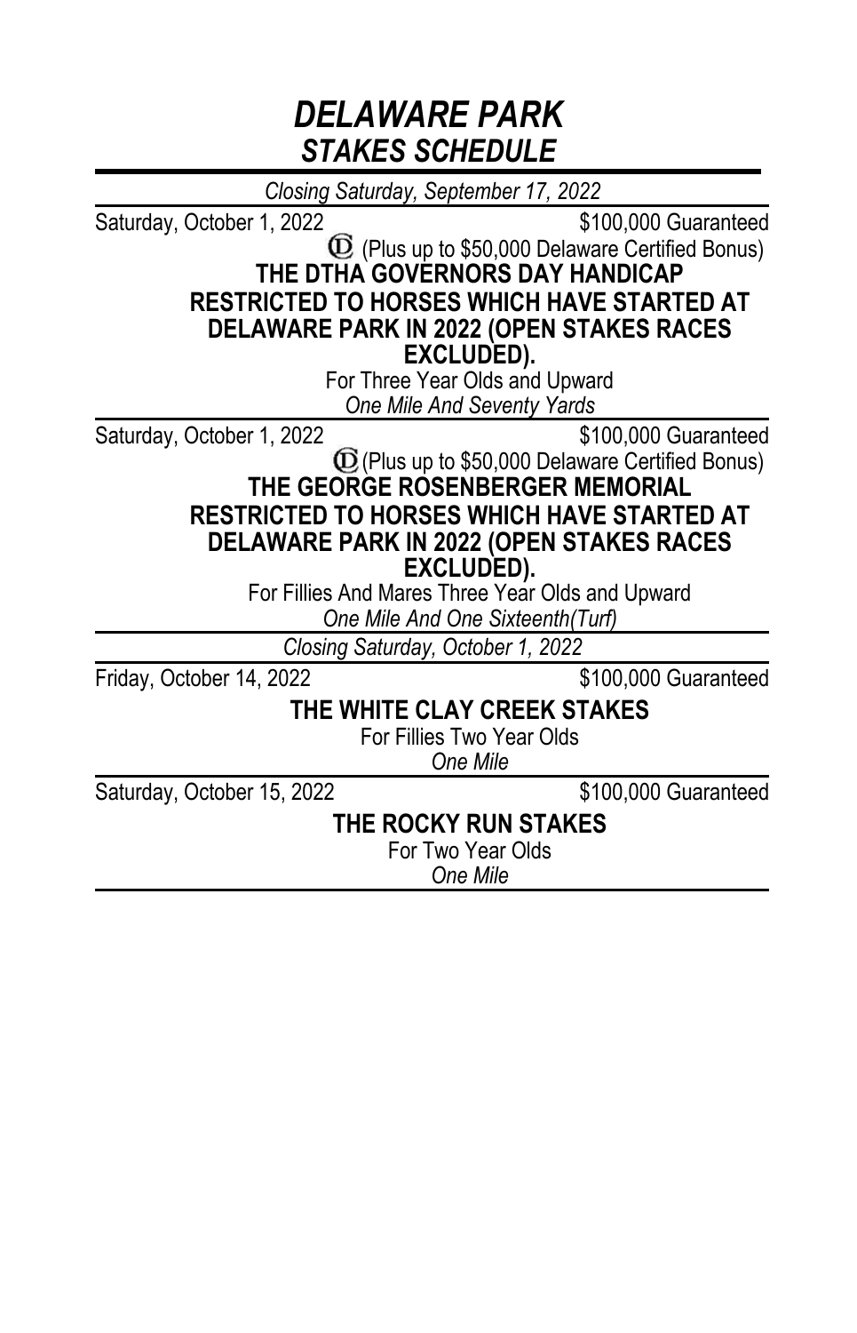# *DELAWARE PARK*
## *STAKES SCHEDULE*

*Closing Saturday, September 17, 2022*

Saturday, October 1, 2022 — $100,000 Guaranteed

Ⓓ (Plus up to $50,000 Delaware Certified Bonus)

**THE DTHA GOVERNORS DAY HANDICAP**

**RESTRICTED TO HORSES WHICH HAVE STARTED AT DELAWARE PARK IN 2022 (OPEN STAKES RACES EXCLUDED).**

For Three Year Olds and Upward

*One Mile And Seventy Yards*

---

Saturday, October 1, 2022 — $100,000 Guaranteed

Ⓓ (Plus up to $50,000 Delaware Certified Bonus)

**THE GEORGE ROSENBERGER MEMORIAL**

**RESTRICTED TO HORSES WHICH HAVE STARTED AT DELAWARE PARK IN 2022 (OPEN STAKES RACES EXCLUDED).**

For Fillies And Mares Three Year Olds and Upward

*One Mile And One Sixteenth(Turf)*

---

*Closing Saturday, October 1, 2022*

Friday, October 14, 2022 — $100,000 Guaranteed

**THE WHITE CLAY CREEK STAKES**

For Fillies Two Year Olds

*One Mile*

---

Saturday, October 15, 2022 — $100,000 Guaranteed

**THE ROCKY RUN STAKES**

For Two Year Olds

*One Mile*